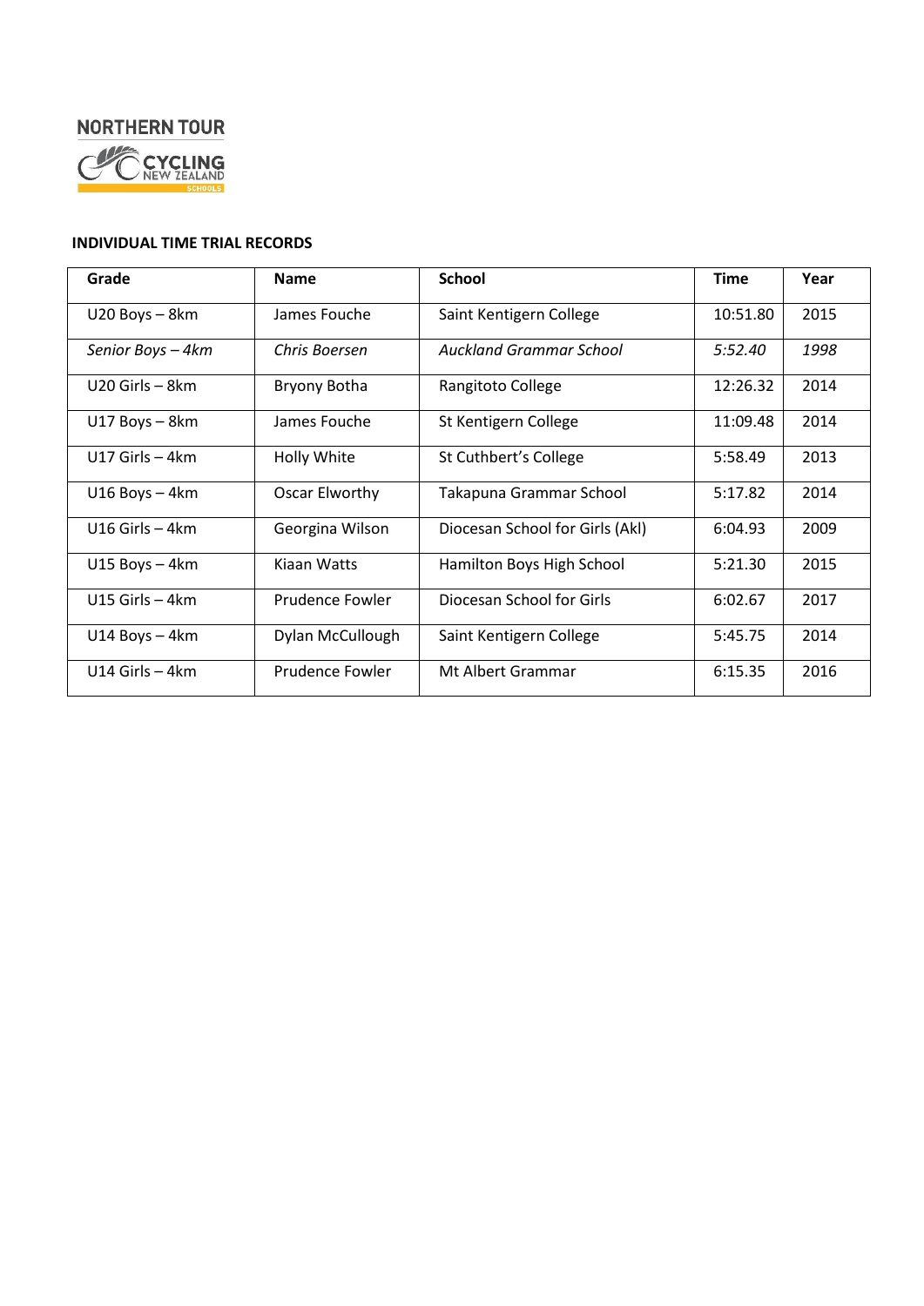NORTHERN TOUR

CYCLING NEW ZEALAND SCHOOLS

**INDIVIDUAL TIME TRIAL RECORDS**

| Grade | Name | School | Time | Year |
|---|---|---|---|---|
| U20 Boys – 8km | James Fouche | Saint Kentigern College | 10:51.80 | 2015 |
| *Senior Boys – 4km* | *Chris Boersen* | *Auckland Grammar School* | *5:52.40* | *1998* |
| U20 Girls – 8km | Bryony Botha | Rangitoto College | 12:26.32 | 2014 |
| U17 Boys – 8km | James Fouche | St Kentigern College | 11:09.48 | 2014 |
| U17 Girls – 4km | Holly White | St Cuthbert's College | 5:58.49 | 2013 |
| U16 Boys – 4km | Oscar Elworthy | Takapuna Grammar School | 5:17.82 | 2014 |
| U16 Girls – 4km | Georgina Wilson | Diocesan School for Girls (Akl) | 6:04.93 | 2009 |
| U15 Boys – 4km | Kiaan Watts | Hamilton Boys High School | 5:21.30 | 2015 |
| U15 Girls – 4km | Prudence Fowler | Diocesan School for Girls | 6:02.67 | 2017 |
| U14 Boys – 4km | Dylan McCullough | Saint Kentigern College | 5:45.75 | 2014 |
| U14 Girls – 4km | Prudence Fowler | Mt Albert Grammar | 6:15.35 | 2016 |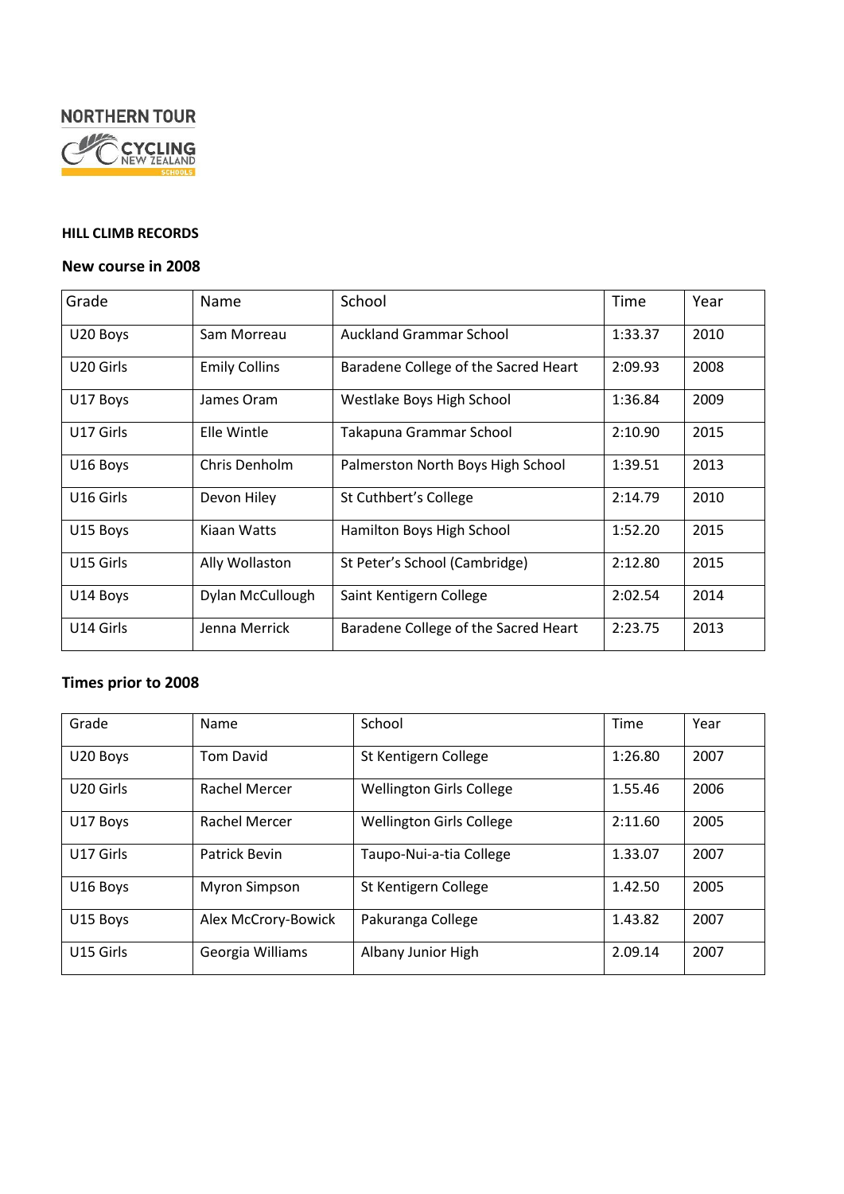NORTHERN TOUR

CYCLING NEW ZEALAND SCHOOLS

**HILL CLIMB RECORDS**

**New course in 2008**

| Grade | Name | School | Time | Year |
|---|---|---|---|---|
| U20 Boys | Sam Morreau | Auckland Grammar School | 1:33.37 | 2010 |
| U20 Girls | Emily Collins | Baradene College of the Sacred Heart | 2:09.93 | 2008 |
| U17 Boys | James Oram | Westlake Boys High School | 1:36.84 | 2009 |
| U17 Girls | Elle Wintle | Takapuna Grammar School | 2:10.90 | 2015 |
| U16 Boys | Chris Denholm | Palmerston North Boys High School | 1:39.51 | 2013 |
| U16 Girls | Devon Hiley | St Cuthbert's College | 2:14.79 | 2010 |
| U15 Boys | Kiaan Watts | Hamilton Boys High School | 1:52.20 | 2015 |
| U15 Girls | Ally Wollaston | St Peter's School (Cambridge) | 2:12.80 | 2015 |
| U14 Boys | Dylan McCullough | Saint Kentigern College | 2:02.54 | 2014 |
| U14 Girls | Jenna Merrick | Baradene College of the Sacred Heart | 2:23.75 | 2013 |

**Times prior to 2008**

| Grade | Name | School | Time | Year |
|---|---|---|---|---|
| U20 Boys | Tom David | St Kentigern College | 1:26.80 | 2007 |
| U20 Girls | Rachel Mercer | Wellington Girls College | 1.55.46 | 2006 |
| U17 Boys | Rachel Mercer | Wellington Girls College | 2:11.60 | 2005 |
| U17 Girls | Patrick Bevin | Taupo-Nui-a-tia College | 1.33.07 | 2007 |
| U16 Boys | Myron Simpson | St Kentigern College | 1.42.50 | 2005 |
| U15 Boys | Alex McCrory-Bowick | Pakuranga College | 1.43.82 | 2007 |
| U15 Girls | Georgia Williams | Albany Junior High | 2.09.14 | 2007 |